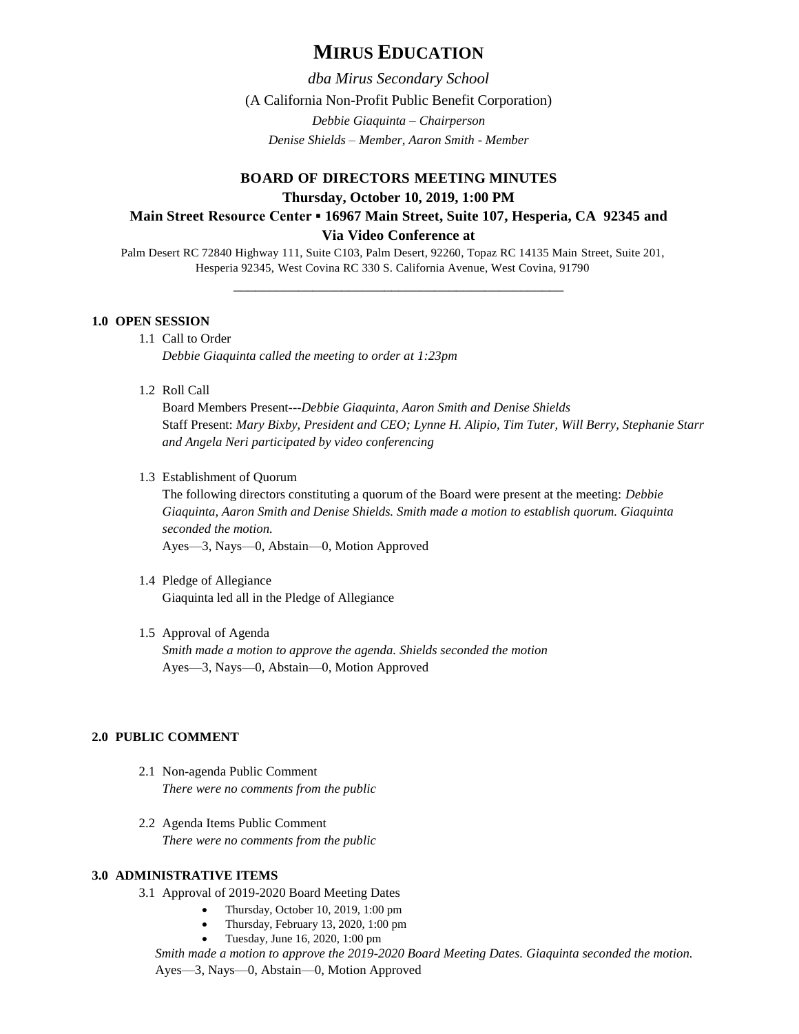# MIRUS EDUCATION

*dba Mirus Secondary School*

(A California Non-Profit Public Benefit Corporation)

*Debbie Giaquinta – Chairperson*

*Denise Shields – Member, Aaron Smith - Member*

## BOARD OF DIRECTORS MEETING MINUTES

**Thursday, October 10, 2019, 1:00 PM**

**Main Street Resource Center ▪ 16967 Main Street, Suite 107, Hesperia, CA 92345 and Via Video Conference at**

Palm Desert RC 72840 Highway 111, Suite C103, Palm Desert, 92260, Topaz RC 14135 Main Street, Suite 201, Hesperia 92345, West Covina RC 330 S. California Avenue, West Covina, 91790

---

### 1.0 OPEN SESSION

1.1 Call to Order
*Debbie Giaquinta called the meeting to order at 1:23pm*

1.2 Roll Call
Board Members Present---*Debbie Giaquinta, Aaron Smith and Denise Shields*
Staff Present: *Mary Bixby, President and CEO; Lynne H. Alipio, Tim Tuter, Will Berry, Stephanie Starr and Angela Neri participated by video conferencing*

1.3 Establishment of Quorum
The following directors constituting a quorum of the Board were present at the meeting: *Debbie Giaquinta, Aaron Smith and Denise Shields. Smith made a motion to establish quorum. Giaquinta seconded the motion.*
Ayes—3, Nays—0, Abstain—0, Motion Approved

1.4 Pledge of Allegiance
Giaquinta led all in the Pledge of Allegiance

1.5 Approval of Agenda
*Smith made a motion to approve the agenda. Shields seconded the motion*
Ayes—3, Nays—0, Abstain—0, Motion Approved

### 2.0 PUBLIC COMMENT

2.1 Non-agenda Public Comment
*There were no comments from the public*

2.2 Agenda Items Public Comment
*There were no comments from the public*

### 3.0 ADMINISTRATIVE ITEMS

3.1 Approval of 2019-2020 Board Meeting Dates

- Thursday, October 10, 2019, 1:00 pm
- Thursday, February 13, 2020, 1:00 pm
- Tuesday, June 16, 2020, 1:00 pm

*Smith made a motion to approve the 2019-2020 Board Meeting Dates. Giaquinta seconded the motion.*
Ayes—3, Nays—0, Abstain—0, Motion Approved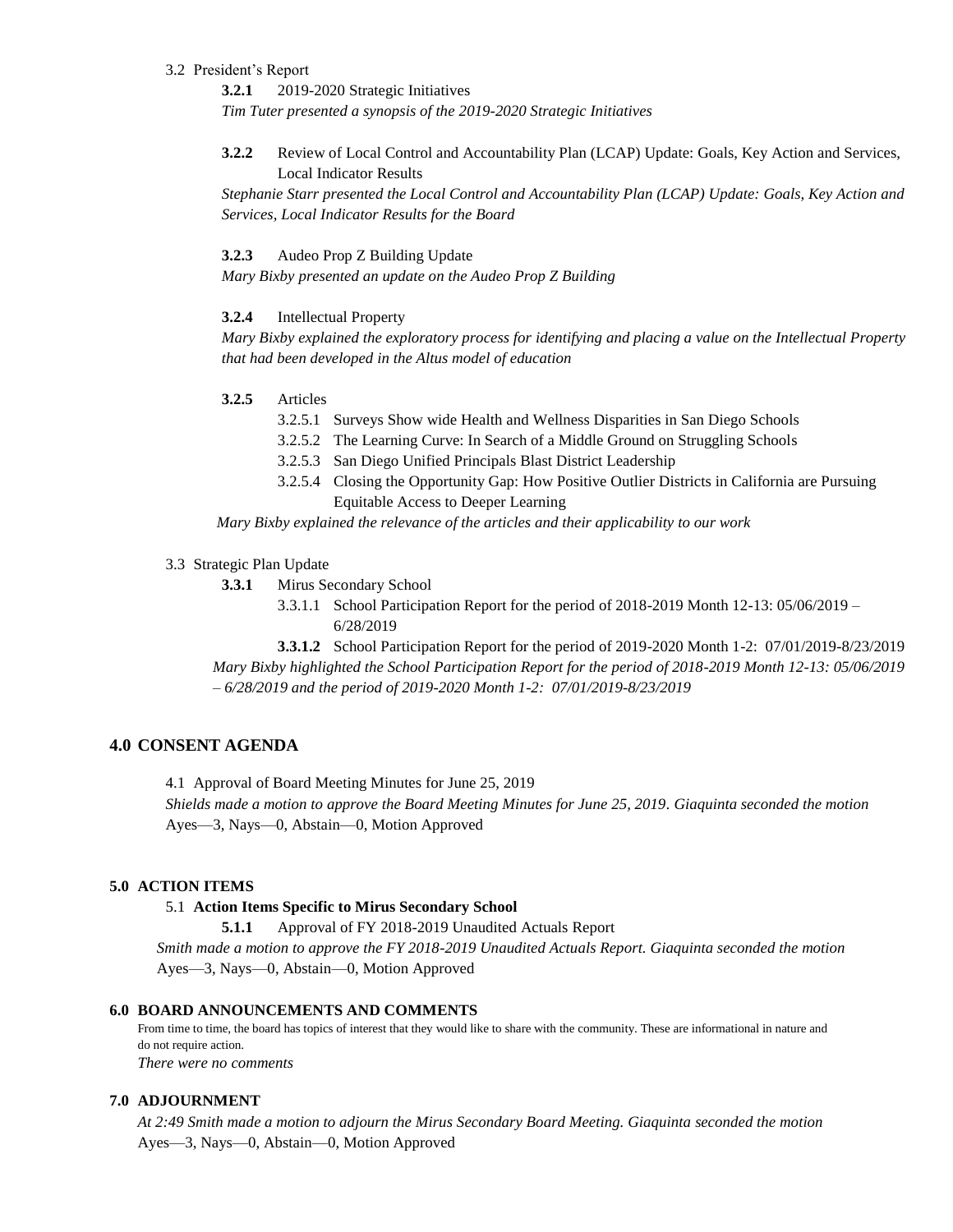3.2 President's Report

**3.2.1** 2019-2020 Strategic Initiatives

*Tim Tuter presented a synopsis of the 2019-2020 Strategic Initiatives*

**3.2.2** Review of Local Control and Accountability Plan (LCAP) Update: Goals, Key Action and Services, Local Indicator Results

*Stephanie Starr presented the Local Control and Accountability Plan (LCAP) Update: Goals, Key Action and Services, Local Indicator Results for the Board*

**3.2.3** Audeo Prop Z Building Update

*Mary Bixby presented an update on the Audeo Prop Z Building*

**3.2.4** Intellectual Property

*Mary Bixby explained the exploratory process for identifying and placing a value on the Intellectual Property that had been developed in the Altus model of education*

**3.2.5** Articles

3.2.5.1 Surveys Show wide Health and Wellness Disparities in San Diego Schools

3.2.5.2 The Learning Curve: In Search of a Middle Ground on Struggling Schools

3.2.5.3 San Diego Unified Principals Blast District Leadership

3.2.5.4 Closing the Opportunity Gap: How Positive Outlier Districts in California are Pursuing Equitable Access to Deeper Learning

*Mary Bixby explained the relevance of the articles and their applicability to our work*

3.3 Strategic Plan Update

**3.3.1** Mirus Secondary School

3.3.1.1 School Participation Report for the period of 2018-2019 Month 12-13: 05/06/2019 – 6/28/2019

**3.3.1.2** School Participation Report for the period of 2019-2020 Month 1-2: 07/01/2019-8/23/2019

*Mary Bixby highlighted the School Participation Report for the period of 2018-2019 Month 12-13: 05/06/2019 – 6/28/2019 and the period of 2019-2020 Month 1-2: 07/01/2019-8/23/2019*

## 4.0 CONSENT AGENDA

4.1 Approval of Board Meeting Minutes for June 25, 2019

*Shields made a motion to approve the Board Meeting Minutes for June 25, 2019. Giaquinta seconded the motion*

Ayes—3, Nays—0, Abstain—0, Motion Approved

## 5.0 ACTION ITEMS

5.1 **Action Items Specific to Mirus Secondary School**

**5.1.1** Approval of FY 2018-2019 Unaudited Actuals Report

*Smith made a motion to approve the FY 2018-2019 Unaudited Actuals Report. Giaquinta seconded the motion*

Ayes—3, Nays—0, Abstain—0, Motion Approved

## 6.0 BOARD ANNOUNCEMENTS AND COMMENTS

From time to time, the board has topics of interest that they would like to share with the community. These are informational in nature and do not require action.

*There were no comments*

## 7.0 ADJOURNMENT

*At 2:49 Smith made a motion to adjourn the Mirus Secondary Board Meeting. Giaquinta seconded the motion*

Ayes—3, Nays—0, Abstain—0, Motion Approved